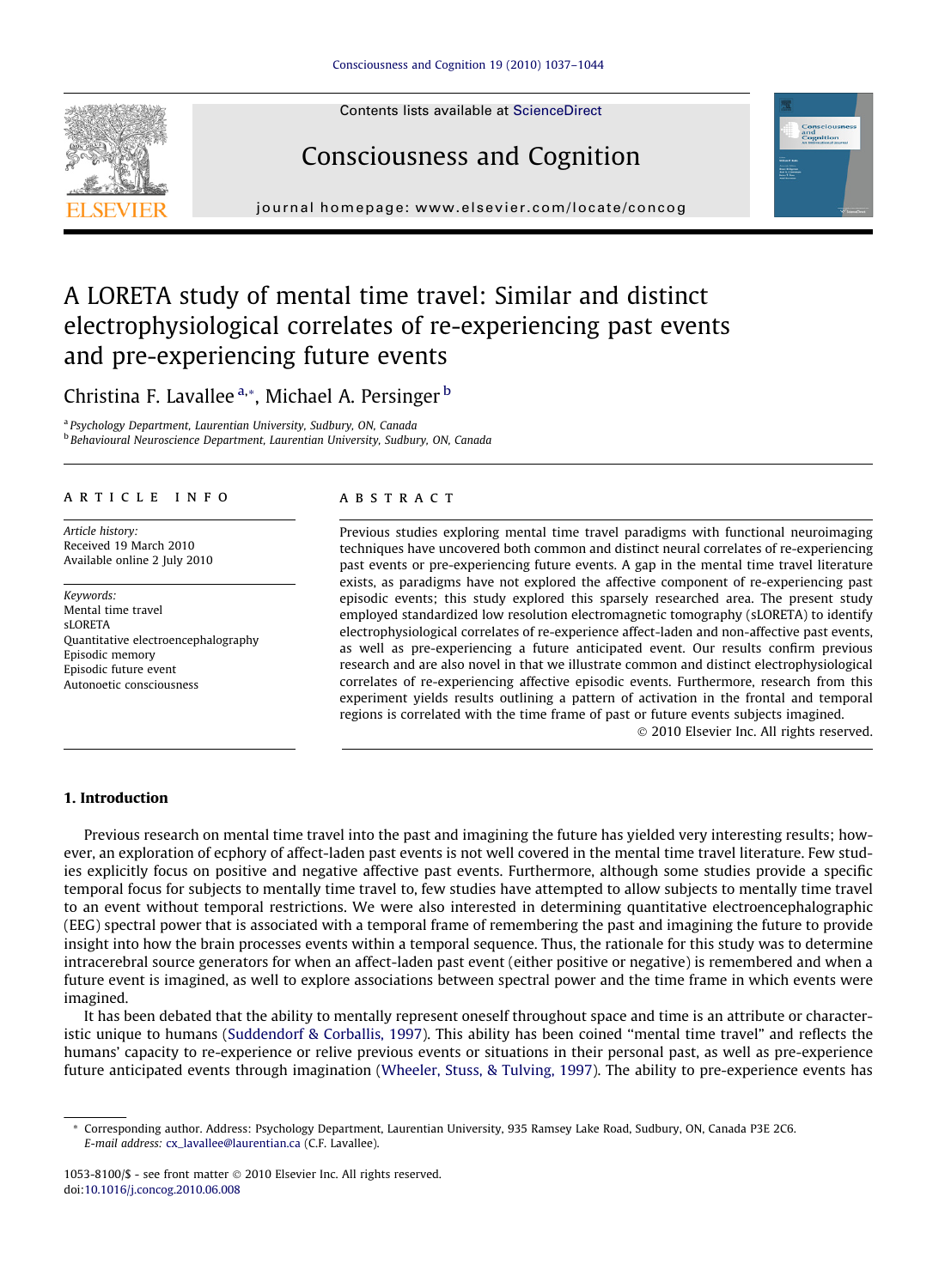# A LORETA study of mental time travel: Similar and distinct electrophysiological correlates of re-experiencing past events and pre-experiencing future events

Christina F. Lavallee [a,*], Michael A. Persinger [b]

[a] Psychology Department, Laurentian University, Sudbury, ON, Canada
[b] Behavioural Neuroscience Department, Laurentian University, Sudbury, ON, Canada

## ARTICLE INFO

*Article history:*
Received 19 March 2010
Available online 2 July 2010

*Keywords:*
Mental time travel
sLORETA
Quantitative electroencephalography
Episodic memory
Episodic future event
Autonoetic consciousness

## ABSTRACT

Previous studies exploring mental time travel paradigms with functional neuroimaging techniques have uncovered both common and distinct neural correlates of re-experiencing past events or pre-experiencing future events. A gap in the mental time travel literature exists, as paradigms have not explored the affective component of re-experiencing past episodic events; this study explored this sparsely researched area. The present study employed standardized low resolution electromagnetic tomography (sLORETA) to identify electrophysiological correlates of re-experience affect-laden and non-affective past events, as well as pre-experiencing a future anticipated event. Our results confirm previous research and are also novel in that we illustrate common and distinct electrophysiological correlates of re-experiencing affective episodic events. Furthermore, research from this experiment yields results outlining a pattern of activation in the frontal and temporal regions is correlated with the time frame of past or future events subjects imagined.

© 2010 Elsevier Inc. All rights reserved.

## 1. Introduction

Previous research on mental time travel into the past and imagining the future has yielded very interesting results; however, an exploration of ecphory of affect-laden past events is not well covered in the mental time travel literature. Few studies explicitly focus on positive and negative affective past events. Furthermore, although some studies provide a specific temporal focus for subjects to mentally time travel to, few studies have attempted to allow subjects to mentally time travel to an event without temporal restrictions. We were also interested in determining quantitative electroencephalographic (EEG) spectral power that is associated with a temporal frame of remembering the past and imagining the future to provide insight into how the brain processes events within a temporal sequence. Thus, the rationale for this study was to determine intracerebral source generators for when an affect-laden past event (either positive or negative) is remembered and when a future event is imagined, as well to explore associations between spectral power and the time frame in which events were imagined.

It has been debated that the ability to mentally represent oneself throughout space and time is an attribute or characteristic unique to humans (Suddendorf & Corballis, 1997). This ability has been coined "mental time travel" and reflects the humans' capacity to re-experience or relive previous events or situations in their personal past, as well as pre-experience future anticipated events through imagination (Wheeler, Stuss, & Tulving, 1997). The ability to pre-experience events has

* Corresponding author. Address: Psychology Department, Laurentian University, 935 Ramsey Lake Road, Sudbury, ON, Canada P3E 2C6.
*E-mail address:* cx_lavallee@laurentian.ca (C.F. Lavallee).

1053-8100/$ - see front matter © 2010 Elsevier Inc. All rights reserved.
doi:10.1016/j.concog.2010.06.008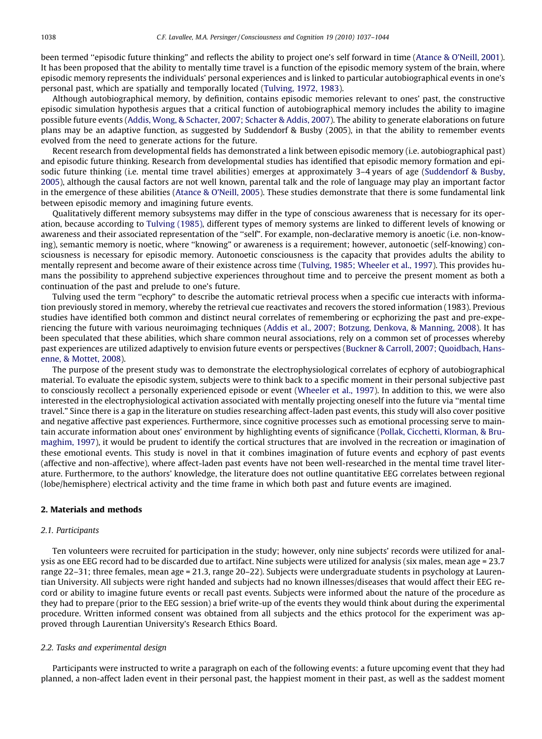been termed "episodic future thinking" and reflects the ability to project one's self forward in time (Atance & O'Neill, 2001). It has been proposed that the ability to mentally time travel is a function of the episodic memory system of the brain, where episodic memory represents the individuals' personal experiences and is linked to particular autobiographical events in one's personal past, which are spatially and temporally located (Tulving, 1972, 1983).

Although autobiographical memory, by definition, contains episodic memories relevant to ones' past, the constructive episodic simulation hypothesis argues that a critical function of autobiographical memory includes the ability to imagine possible future events (Addis, Wong, & Schacter, 2007; Schacter & Addis, 2007). The ability to generate elaborations on future plans may be an adaptive function, as suggested by Suddendorf & Busby (2005), in that the ability to remember events evolved from the need to generate actions for the future.

Recent research from developmental fields has demonstrated a link between episodic memory (i.e. autobiographical past) and episodic future thinking. Research from developmental studies has identified that episodic memory formation and episodic future thinking (i.e. mental time travel abilities) emerges at approximately 3–4 years of age (Suddendorf & Busby, 2005), although the causal factors are not well known, parental talk and the role of language may play an important factor in the emergence of these abilities (Atance & O'Neill, 2005). These studies demonstrate that there is some fundamental link between episodic memory and imagining future events.

Qualitatively different memory subsystems may differ in the type of conscious awareness that is necessary for its operation, because according to Tulving (1985), different types of memory systems are linked to different levels of knowing or awareness and their associated representation of the "self". For example, non-declarative memory is anoetic (i.e. non-knowing), semantic memory is noetic, where "knowing" or awareness is a requirement; however, autonoetic (self-knowing) consciousness is necessary for episodic memory. Autonoetic consciousness is the capacity that provides adults the ability to mentally represent and become aware of their existence across time (Tulving, 1985; Wheeler et al., 1997). This provides humans the possibility to apprehend subjective experiences throughout time and to perceive the present moment as both a continuation of the past and prelude to one's future.

Tulving used the term "ecphory" to describe the automatic retrieval process when a specific cue interacts with information previously stored in memory, whereby the retrieval cue reactivates and recovers the stored information (1983). Previous studies have identified both common and distinct neural correlates of remembering or ecphorizing the past and pre-experiencing the future with various neuroimaging techniques (Addis et al., 2007; Botzung, Denkova, & Manning, 2008). It has been speculated that these abilities, which share common neural associations, rely on a common set of processes whereby past experiences are utilized adaptively to envision future events or perspectives (Buckner & Carroll, 2007; Quoidbach, Hansenne, & Mottet, 2008).

The purpose of the present study was to demonstrate the electrophysiological correlates of ecphory of autobiographical material. To evaluate the episodic system, subjects were to think back to a specific moment in their personal subjective past to consciously recollect a personally experienced episode or event (Wheeler et al., 1997). In addition to this, we were also interested in the electrophysiological activation associated with mentally projecting oneself into the future via "mental time travel." Since there is a gap in the literature on studies researching affect-laden past events, this study will also cover positive and negative affective past experiences. Furthermore, since cognitive processes such as emotional processing serve to maintain accurate information about ones' environment by highlighting events of significance (Pollak, Cicchetti, Klorman, & Brumaghim, 1997), it would be prudent to identify the cortical structures that are involved in the recreation or imagination of these emotional events. This study is novel in that it combines imagination of future events and ecphory of past events (affective and non-affective), where affect-laden past events have not been well-researched in the mental time travel literature. Furthermore, to the authors' knowledge, the literature does not outline quantitative EEG correlates between regional (lobe/hemisphere) electrical activity and the time frame in which both past and future events are imagined.

## 2. Materials and methods

### 2.1. Participants

Ten volunteers were recruited for participation in the study; however, only nine subjects' records were utilized for analysis as one EEG record had to be discarded due to artifact. Nine subjects were utilized for analysis (six males, mean age = 23.7 range 22–31; three females, mean age = 21.3, range 20–22). Subjects were undergraduate students in psychology at Laurentian University. All subjects were right handed and subjects had no known illnesses/diseases that would affect their EEG record or ability to imagine future events or recall past events. Subjects were informed about the nature of the procedure as they had to prepare (prior to the EEG session) a brief write-up of the events they would think about during the experimental procedure. Written informed consent was obtained from all subjects and the ethics protocol for the experiment was approved through Laurentian University's Research Ethics Board.

### 2.2. Tasks and experimental design

Participants were instructed to write a paragraph on each of the following events: a future upcoming event that they had planned, a non-affect laden event in their personal past, the happiest moment in their past, as well as the saddest moment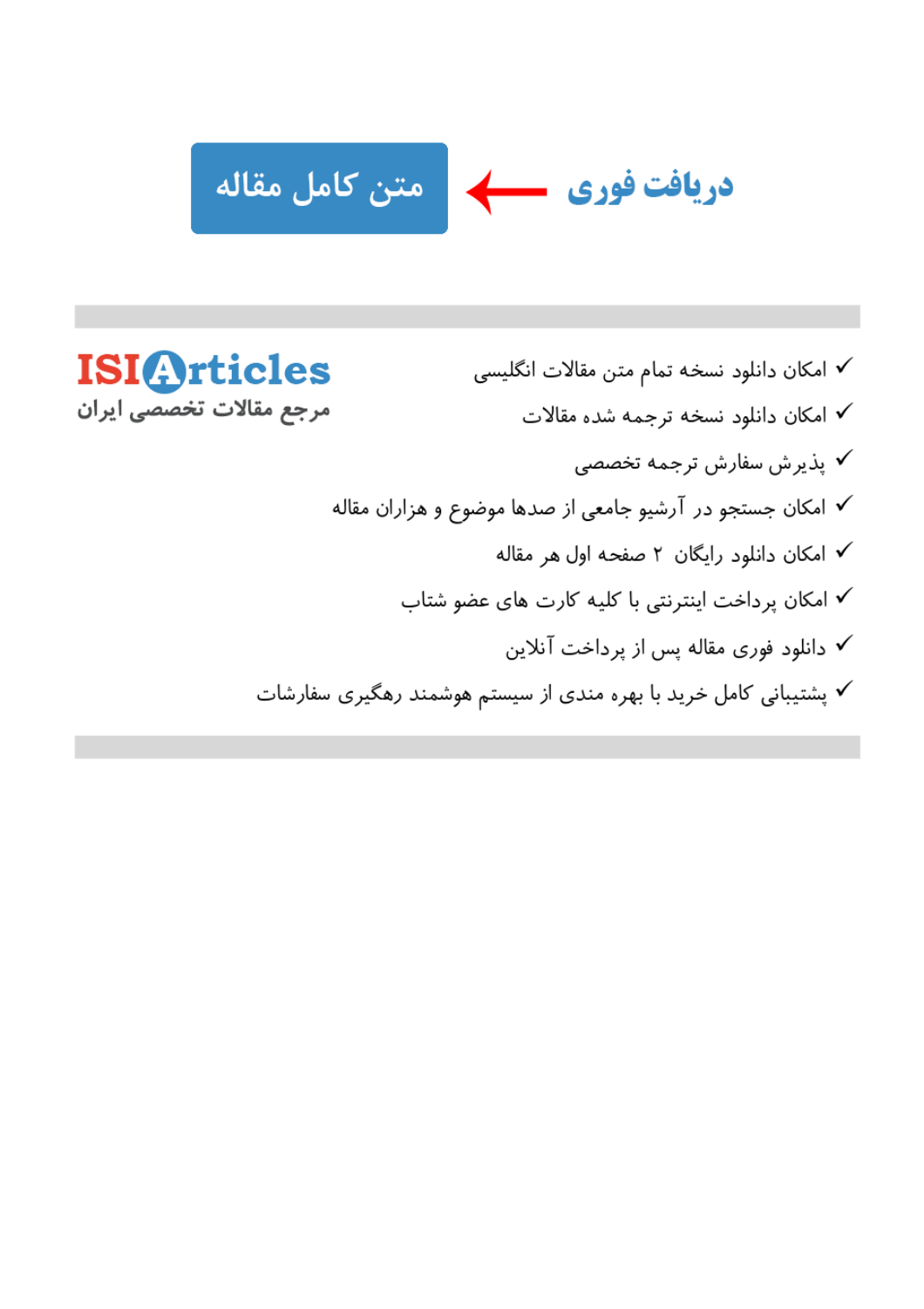دریافت فوری ← **متن کامل مقاله**

---

**ISIArticles**
مرجع مقالات تخصصی ایران

- ✓ امکان دانلود نسخه تمام متن مقالات انگلیسی
- ✓ امکان دانلود نسخه ترجمه شده مقالات
- ✓ پذیرش سفارش ترجمه تخصصی
- ✓ امکان جستجو در آرشیو جامعی از صدها موضوع و هزاران مقاله
- ✓ امکان دانلود رایگان ۲ صفحه اول هر مقاله
- ✓ امکان پرداخت اینترنتی با کلیه کارت های عضو شتاب
- ✓ دانلود فوری مقاله پس از پرداخت آنلاین
- ✓ پشتیبانی کامل خرید با بهره مندی از سیستم هوشمند رهگیری سفارشات

---